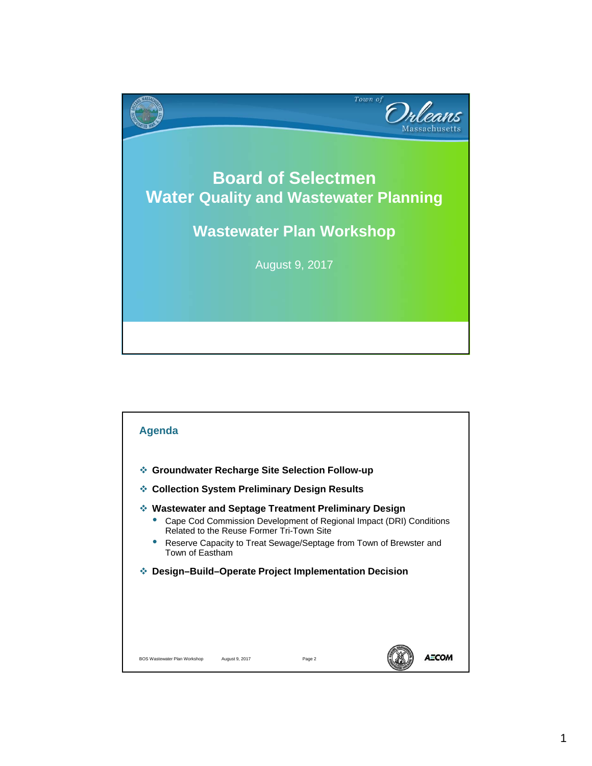# Board of Selectmen Water Quality and Wastewater Planning

## Wastewater Plan Workshop

August 9, 2017

---

## Agenda

- **Groundwater Recharge Site Selection Follow-up**
- **Collection System Preliminary Design Results**
- **Wastewater and Septage Treatment Preliminary Design**
  - Cape Cod Commission Development of Regional Impact (DRI) Conditions Related to the Reuse Former Tri-Town Site
  - Reserve Capacity to Treat Sewage/Septage from Town of Brewster and Town of Eastham
- **Design–Build–Operate Project Implementation Decision**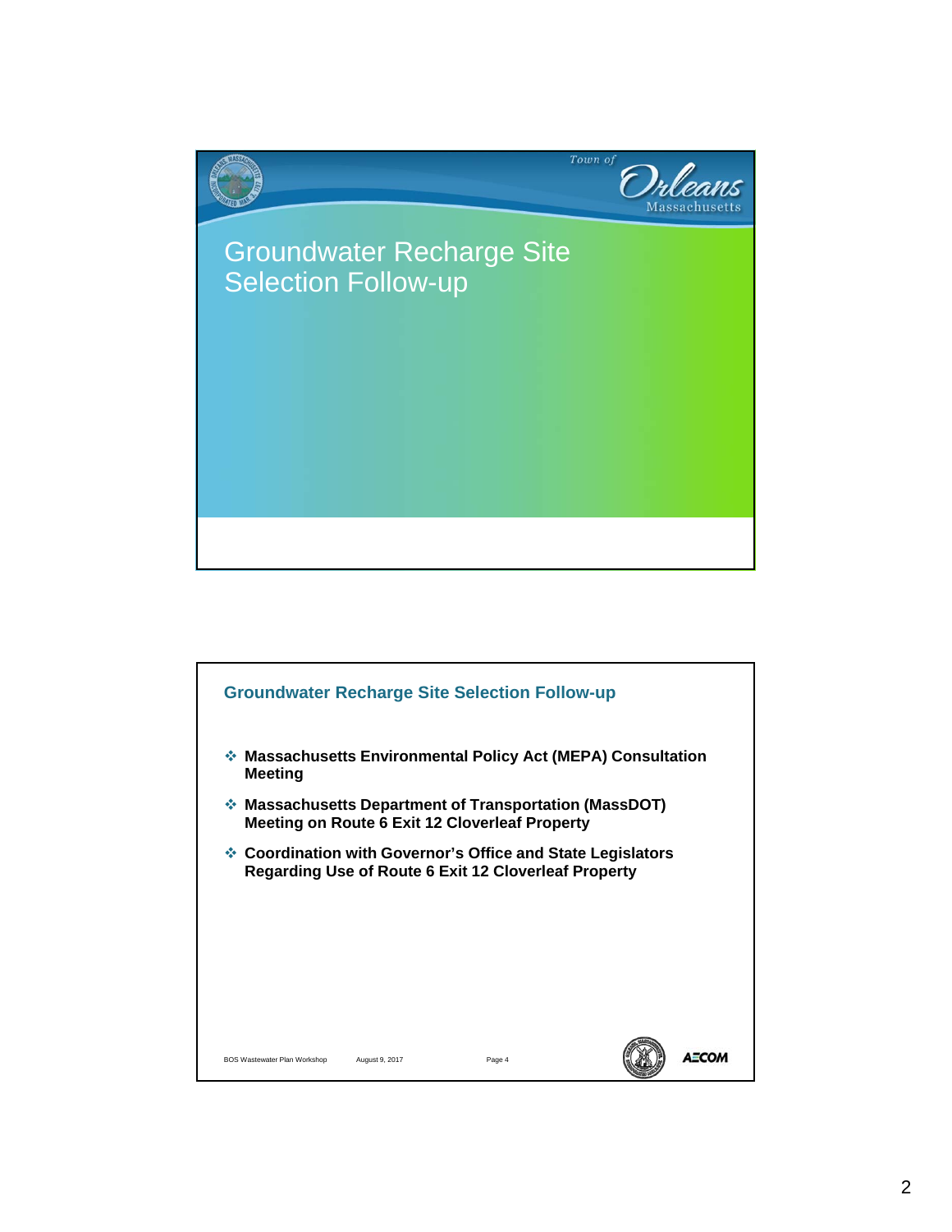# Groundwater Recharge Site Selection Follow-up

## Groundwater Recharge Site Selection Follow-up

- **Massachusetts Environmental Policy Act (MEPA) Consultation Meeting**
- **Massachusetts Department of Transportation (MassDOT) Meeting on Route 6 Exit 12 Cloverleaf Property**
- **Coordination with Governor's Office and State Legislators Regarding Use of Route 6 Exit 12 Cloverleaf Property**

BOS Wastewater Plan Workshop    August 9, 2017    Page 4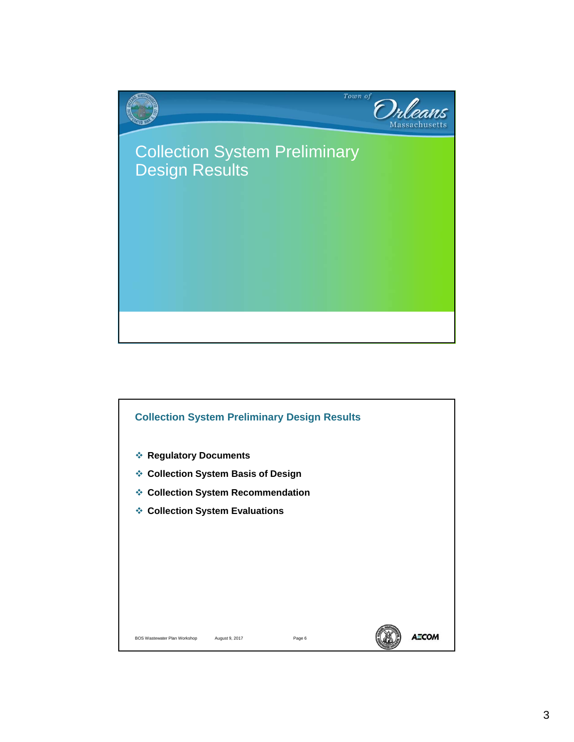# Collection System Preliminary Design Results

## Collection System Preliminary Design Results

- **Regulatory Documents**
- **Collection System Basis of Design**
- **Collection System Recommendation**
- **Collection System Evaluations**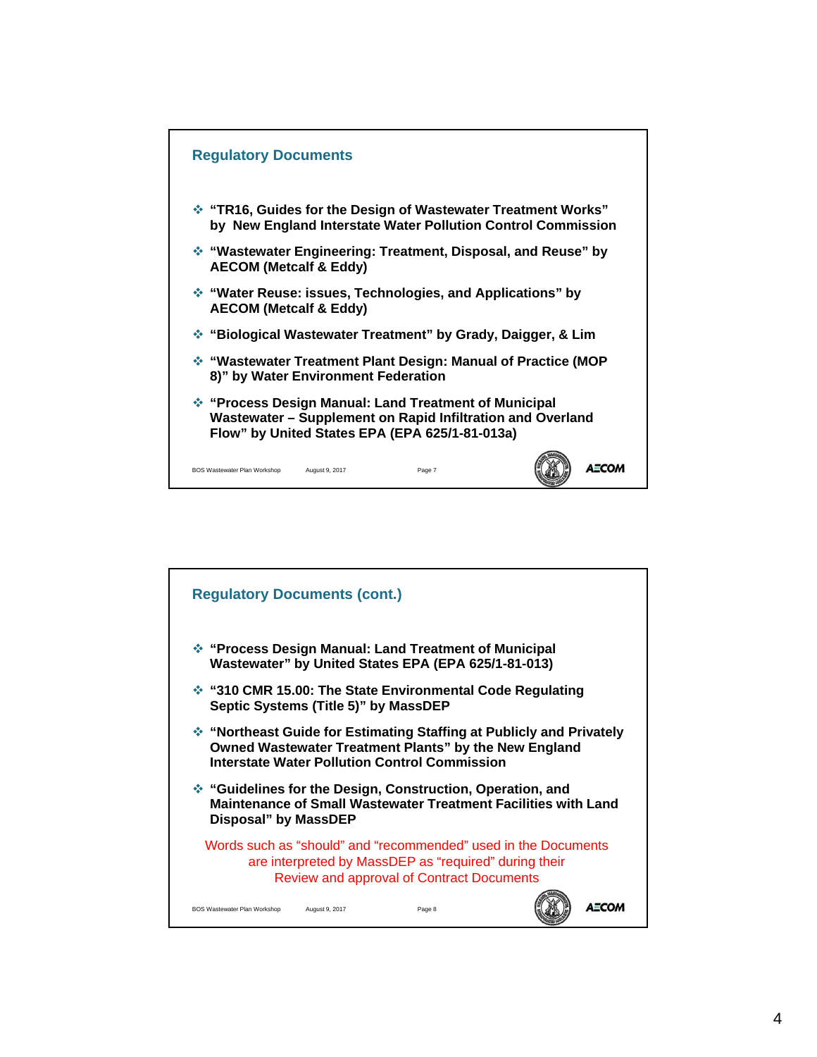## Regulatory Documents

- “TR16, Guides for the Design of Wastewater Treatment Works” by New England Interstate Water Pollution Control Commission
- “Wastewater Engineering: Treatment, Disposal, and Reuse” by AECOM (Metcalf & Eddy)
- “Water Reuse: issues, Technologies, and Applications” by AECOM (Metcalf & Eddy)
- “Biological Wastewater Treatment” by Grady, Daigger, & Lim
- “Wastewater Treatment Plant Design: Manual of Practice (MOP 8)” by Water Environment Federation
- “Process Design Manual: Land Treatment of Municipal Wastewater – Supplement on Rapid Infiltration and Overland Flow” by United States EPA (EPA 625/1-81-013a)

## Regulatory Documents (cont.)

- “Process Design Manual: Land Treatment of Municipal Wastewater” by United States EPA (EPA 625/1-81-013)
- “310 CMR 15.00: The State Environmental Code Regulating Septic Systems (Title 5)” by MassDEP
- “Northeast Guide for Estimating Staffing at Publicly and Privately Owned Wastewater Treatment Plants” by the New England Interstate Water Pollution Control Commission
- “Guidelines for the Design, Construction, Operation, and Maintenance of Small Wastewater Treatment Facilities with Land Disposal” by MassDEP

Words such as “should” and “recommended” used in the Documents are interpreted by MassDEP as “required” during their Review and approval of Contract Documents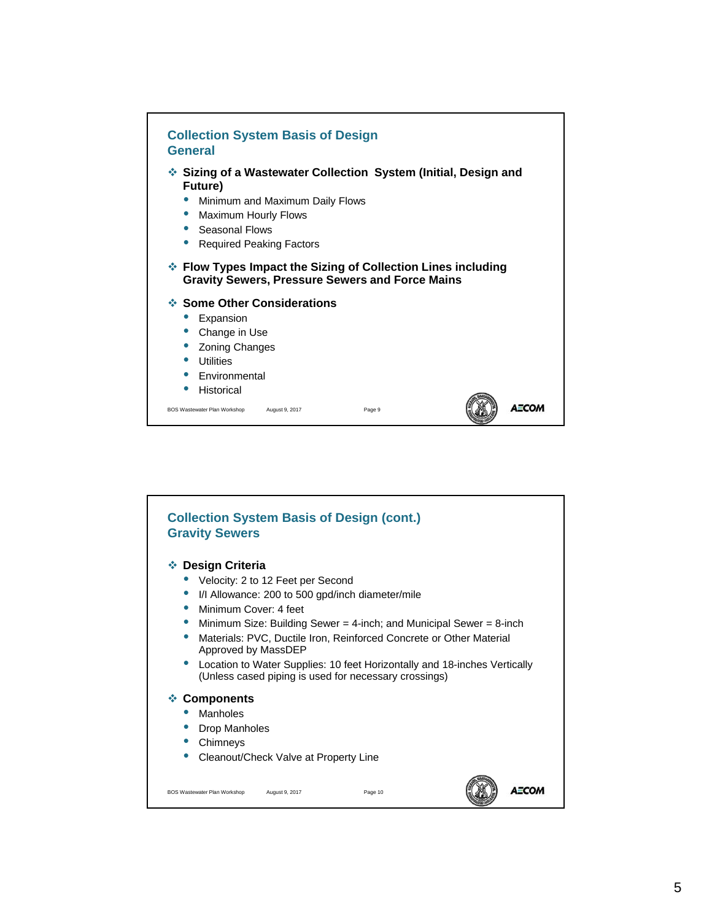## Collection System Basis of Design
## General

- **Sizing of a Wastewater Collection System (Initial, Design and Future)**
  - Minimum and Maximum Daily Flows
  - Maximum Hourly Flows
  - Seasonal Flows
  - Required Peaking Factors
- **Flow Types Impact the Sizing of Collection Lines including Gravity Sewers, Pressure Sewers and Force Mains**
- **Some Other Considerations**
  - Expansion
  - Change in Use
  - Zoning Changes
  - Utilities
  - Environmental
  - Historical

BOS Wastewater Plan Workshop August 9, 2017 Page 9

## Collection System Basis of Design (cont.)
## Gravity Sewers

- **Design Criteria**
  - Velocity: 2 to 12 Feet per Second
  - I/I Allowance: 200 to 500 gpd/inch diameter/mile
  - Minimum Cover: 4 feet
  - Minimum Size: Building Sewer = 4-inch; and Municipal Sewer = 8-inch
  - Materials: PVC, Ductile Iron, Reinforced Concrete or Other Material Approved by MassDEP
  - Location to Water Supplies: 10 feet Horizontally and 18-inches Vertically (Unless cased piping is used for necessary crossings)
- **Components**
  - Manholes
  - Drop Manholes
  - Chimneys
  - Cleanout/Check Valve at Property Line

BOS Wastewater Plan Workshop August 9, 2017 Page 10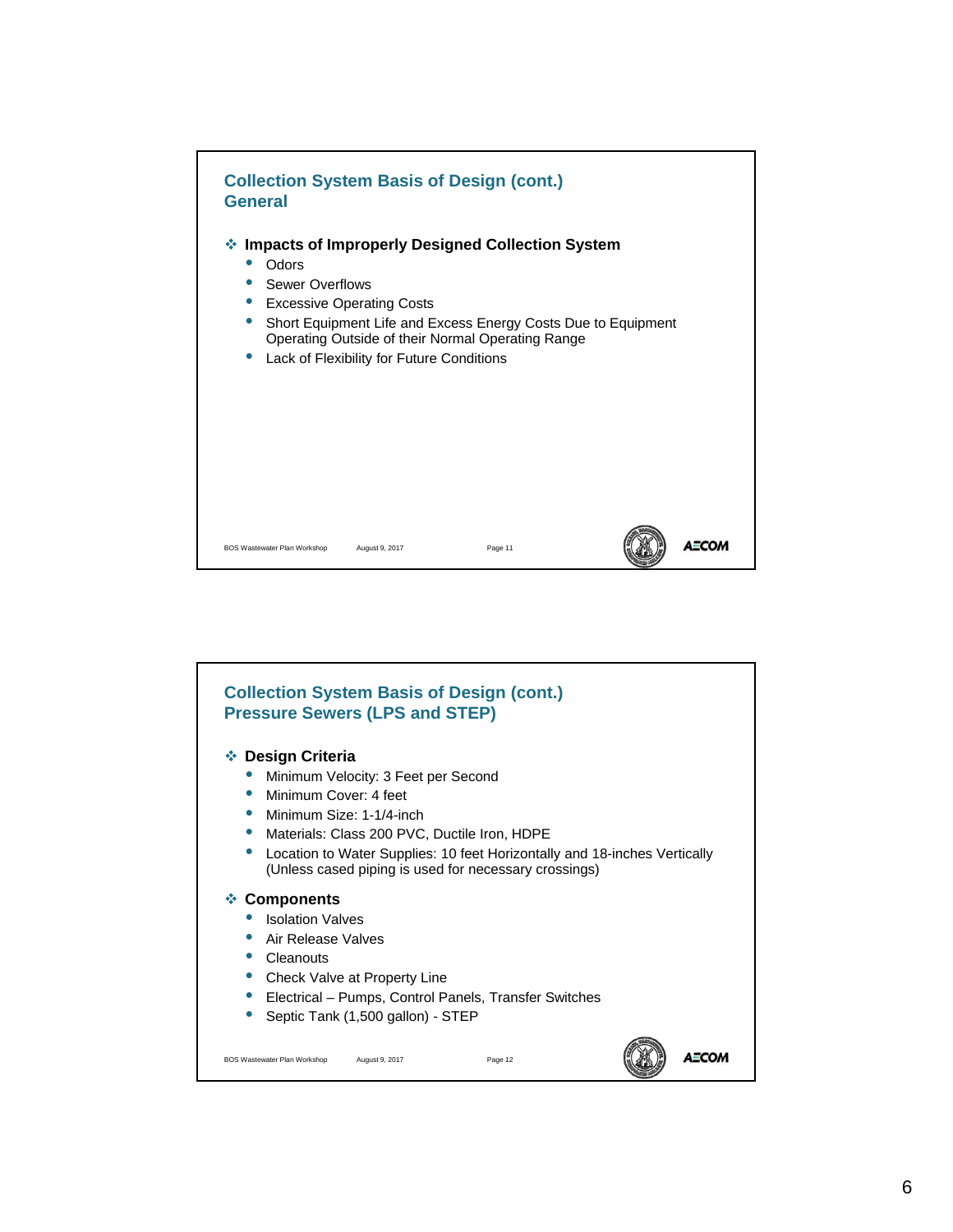## Collection System Basis of Design (cont.) General

### Impacts of Improperly Designed Collection System

- Odors
- Sewer Overflows
- Excessive Operating Costs
- Short Equipment Life and Excess Energy Costs Due to Equipment Operating Outside of their Normal Operating Range
- Lack of Flexibility for Future Conditions

## Collection System Basis of Design (cont.) Pressure Sewers (LPS and STEP)

### Design Criteria

- Minimum Velocity: 3 Feet per Second
- Minimum Cover: 4 feet
- Minimum Size: 1-1/4-inch
- Materials: Class 200 PVC, Ductile Iron, HDPE
- Location to Water Supplies: 10 feet Horizontally and 18-inches Vertically (Unless cased piping is used for necessary crossings)

### Components

- Isolation Valves
- Air Release Valves
- Cleanouts
- Check Valve at Property Line
- Electrical – Pumps, Control Panels, Transfer Switches
- Septic Tank (1,500 gallon) - STEP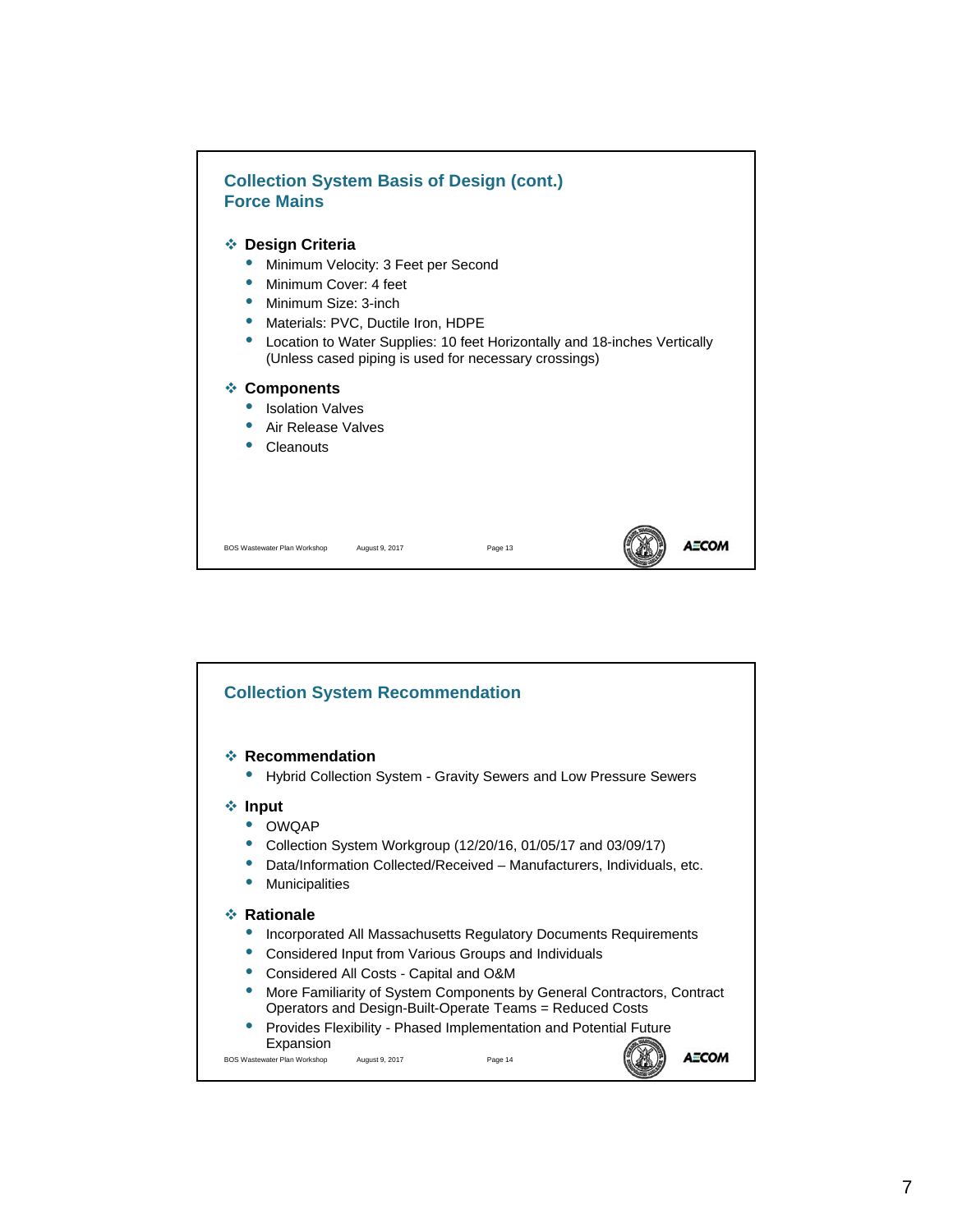## Collection System Basis of Design (cont.)
## Force Mains

- **Design Criteria**
  - Minimum Velocity: 3 Feet per Second
  - Minimum Cover: 4 feet
  - Minimum Size: 3-inch
  - Materials: PVC, Ductile Iron, HDPE
  - Location to Water Supplies: 10 feet Horizontally and 18-inches Vertically (Unless cased piping is used for necessary crossings)
- **Components**
  - Isolation Valves
  - Air Release Valves
  - Cleanouts

## Collection System Recommendation

- **Recommendation**
  - Hybrid Collection System - Gravity Sewers and Low Pressure Sewers
- **Input**
  - OWQAP
  - Collection System Workgroup (12/20/16, 01/05/17 and 03/09/17)
  - Data/Information Collected/Received – Manufacturers, Individuals, etc.
  - Municipalities
- **Rationale**
  - Incorporated All Massachusetts Regulatory Documents Requirements
  - Considered Input from Various Groups and Individuals
  - Considered All Costs - Capital and O&M
  - More Familiarity of System Components by General Contractors, Contract Operators and Design-Built-Operate Teams = Reduced Costs
  - Provides Flexibility - Phased Implementation and Potential Future Expansion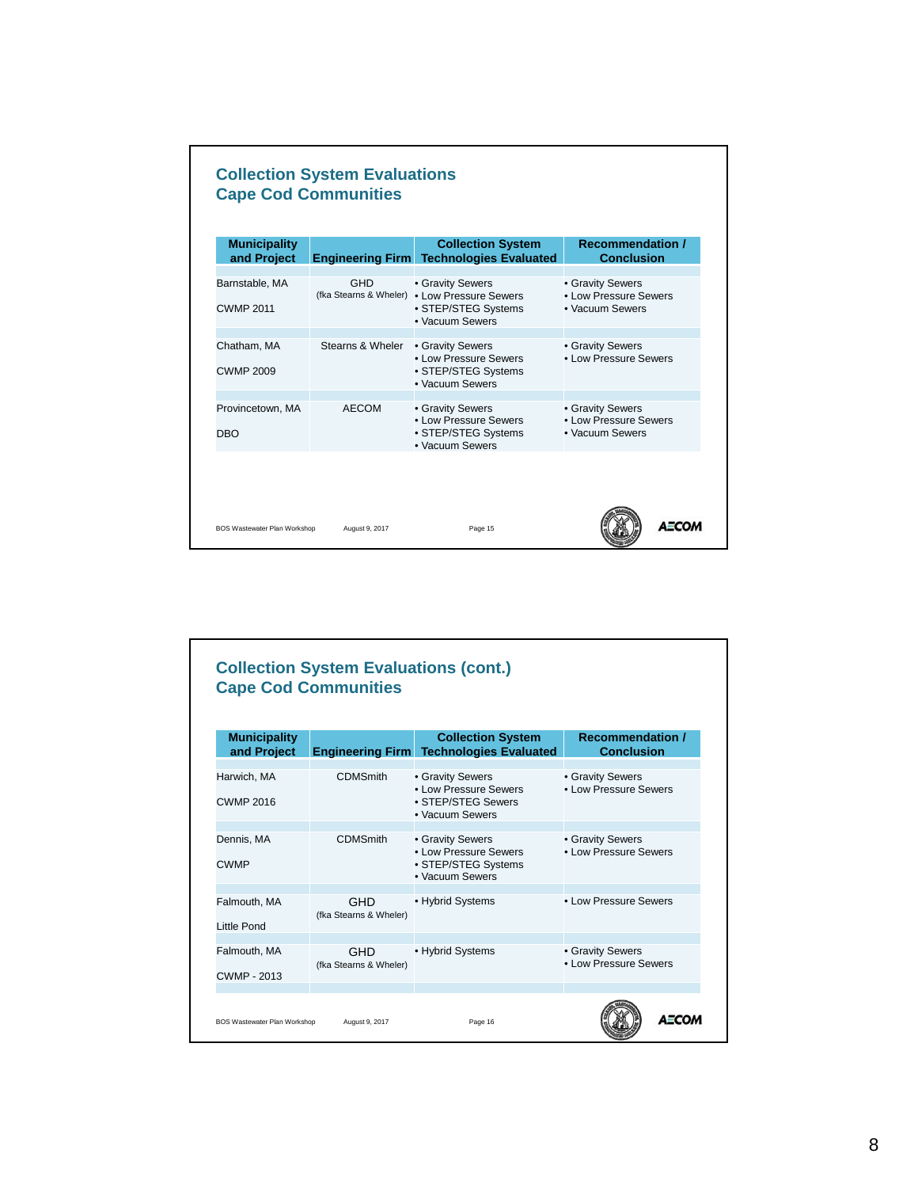## Collection System Evaluations
## Cape Cod Communities

| Municipality and Project | Engineering Firm | Collection System Technologies Evaluated | Recommendation / Conclusion |
|---|---|---|---|
| Barnstable, MA<br><br>CWMP 2011 | GHD<br>(fka Stearns & Wheler) | • Gravity Sewers<br>• Low Pressure Sewers<br>• STEP/STEG Systems<br>• Vacuum Sewers | • Gravity Sewers<br>• Low Pressure Sewers<br>• Vacuum Sewers |
| Chatham, MA<br><br>CWMP 2009 | Stearns & Wheler | • Gravity Sewers<br>• Low Pressure Sewers<br>• STEP/STEG Systems<br>• Vacuum Sewers | • Gravity Sewers<br>• Low Pressure Sewers |
| Provincetown, MA<br><br>DBO | AECOM | • Gravity Sewers<br>• Low Pressure Sewers<br>• STEP/STEG Systems<br>• Vacuum Sewers | • Gravity Sewers<br>• Low Pressure Sewers<br>• Vacuum Sewers |

BOS Wastewater Plan Workshop August 9, 2017 Page 15

## Collection System Evaluations (cont.)
## Cape Cod Communities

| Municipality and Project | Engineering Firm | Collection System Technologies Evaluated | Recommendation / Conclusion |
|---|---|---|---|
| Harwich, MA<br><br>CWMP 2016 | CDMSmith | • Gravity Sewers<br>• Low Pressure Sewers<br>• STEP/STEG Sewers<br>• Vacuum Sewers | • Gravity Sewers<br>• Low Pressure Sewers |
| Dennis, MA<br><br>CWMP | CDMSmith | • Gravity Sewers<br>• Low Pressure Sewers<br>• STEP/STEG Systems<br>• Vacuum Sewers | • Gravity Sewers<br>• Low Pressure Sewers |
| Falmouth, MA<br><br>Little Pond | GHD<br>(fka Stearns & Wheler) | • Hybrid Systems | • Low Pressure Sewers |
| Falmouth, MA<br><br>CWMP - 2013 | GHD<br>(fka Stearns & Wheler) | • Hybrid Systems | • Gravity Sewers<br>• Low Pressure Sewers |

BOS Wastewater Plan Workshop August 9, 2017 Page 16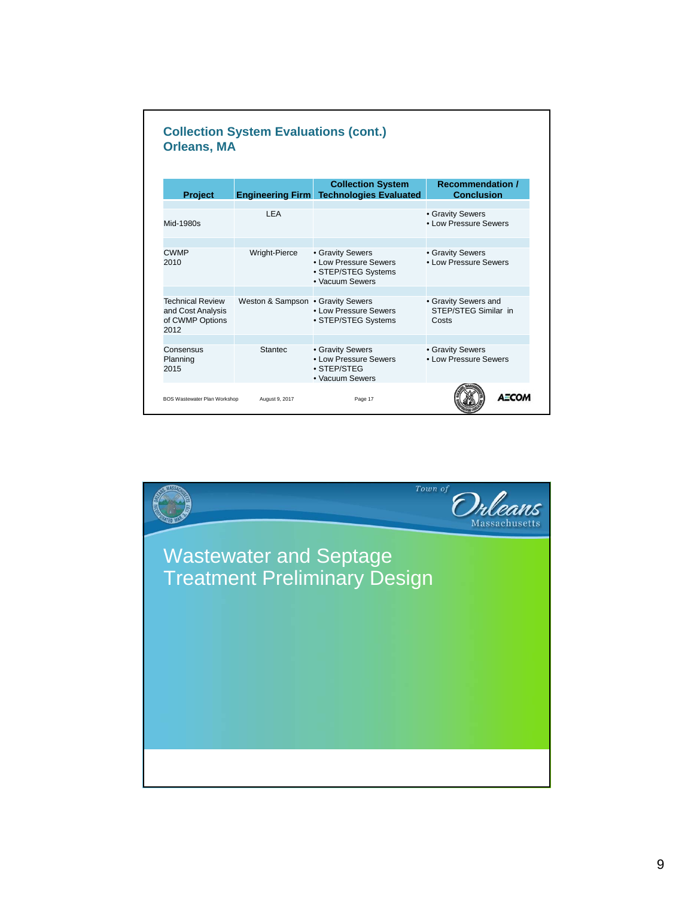## Collection System Evaluations (cont.)
## Orleans, MA

| Project | Engineering Firm | Collection System Technologies Evaluated | Recommendation / Conclusion |
|---|---|---|---|
| Mid-1980s | LEA | | • Gravity Sewers<br>• Low Pressure Sewers |
| CWMP 2010 | Wright-Pierce | • Gravity Sewers<br>• Low Pressure Sewers<br>• STEP/STEG Systems<br>• Vacuum Sewers | • Gravity Sewers<br>• Low Pressure Sewers |
| Technical Review and Cost Analysis of CWMP Options 2012 | Weston & Sampson | • Gravity Sewers<br>• Low Pressure Sewers<br>• STEP/STEG Systems | • Gravity Sewers and STEP/STEG Similar in Costs |
| Consensus Planning 2015 | Stantec | • Gravity Sewers<br>• Low Pressure Sewers<br>• STEP/STEG<br>• Vacuum Sewers | • Gravity Sewers<br>• Low Pressure Sewers |

BOS Wastewater Plan Workshop August 9, 2017 Page 17

AECOM

Town of Orleans Massachusetts

# Wastewater and Septage Treatment Preliminary Design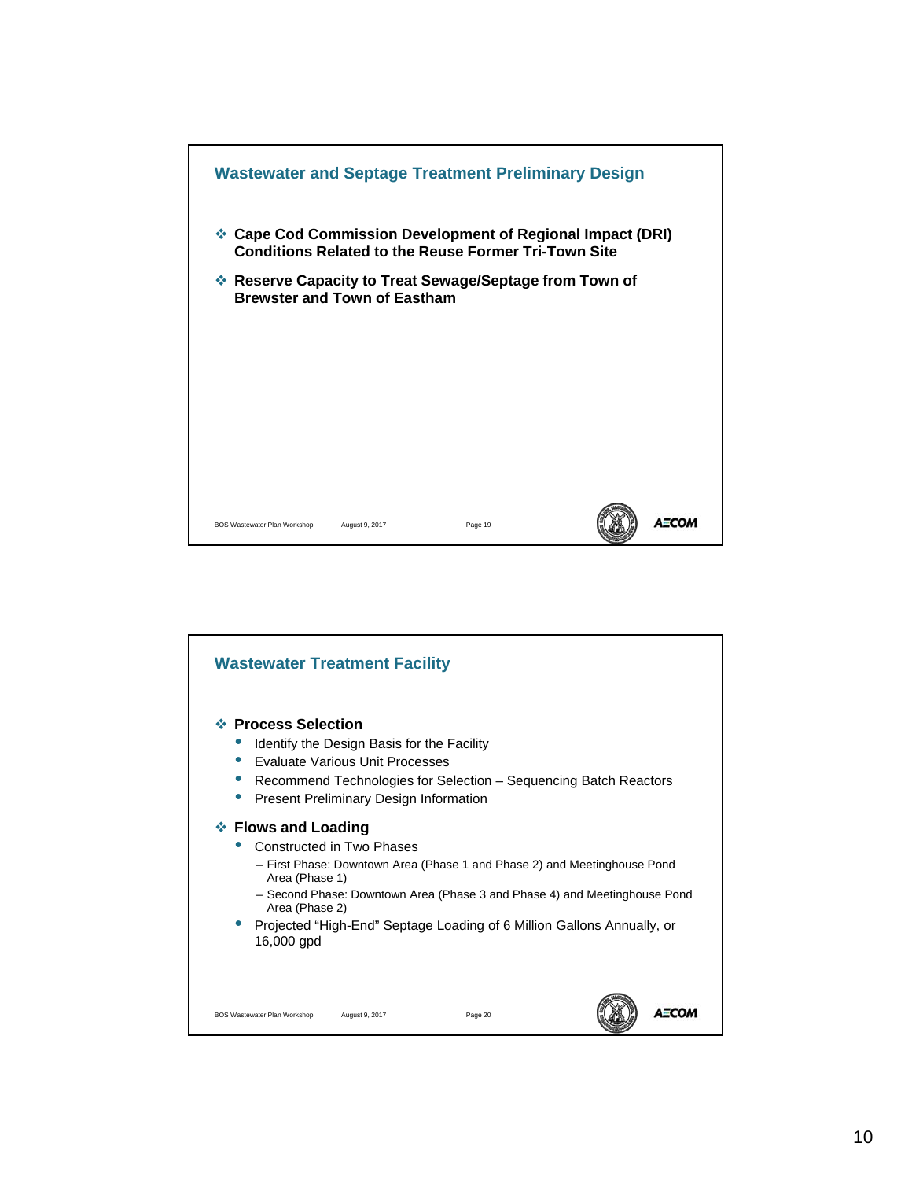## Wastewater and Septage Treatment Preliminary Design

- **Cape Cod Commission Development of Regional Impact (DRI) Conditions Related to the Reuse Former Tri-Town Site**
- **Reserve Capacity to Treat Sewage/Septage from Town of Brewster and Town of Eastham**

## Wastewater Treatment Facility

- **Process Selection**
  - Identify the Design Basis for the Facility
  - Evaluate Various Unit Processes
  - Recommend Technologies for Selection – Sequencing Batch Reactors
  - Present Preliminary Design Information
- **Flows and Loading**
  - Constructed in Two Phases
    - First Phase: Downtown Area (Phase 1 and Phase 2) and Meetinghouse Pond Area (Phase 1)
    - Second Phase: Downtown Area (Phase 3 and Phase 4) and Meetinghouse Pond Area (Phase 2)
  - Projected "High-End" Septage Loading of 6 Million Gallons Annually, or 16,000 gpd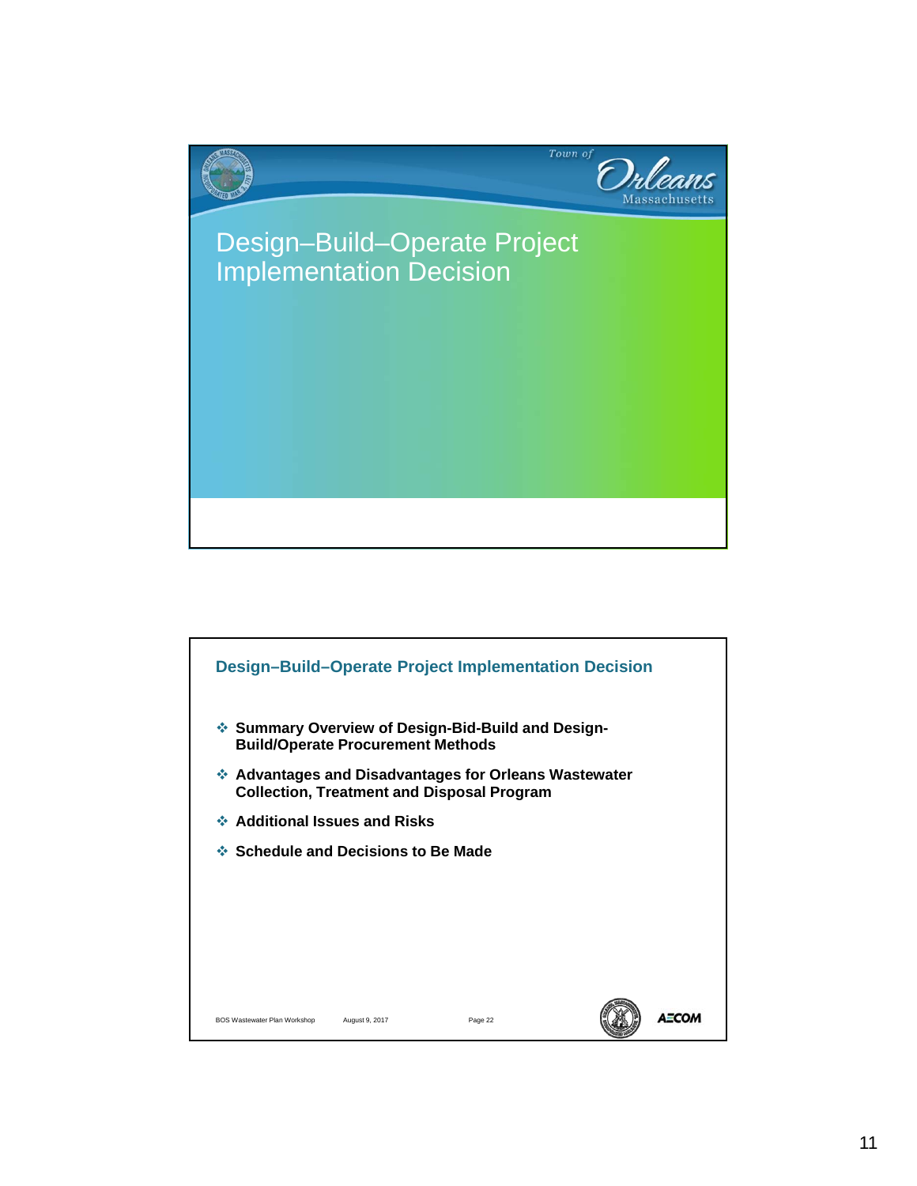# Design–Build–Operate Project Implementation Decision

## Design–Build–Operate Project Implementation Decision

- **Summary Overview of Design-Bid-Build and Design-Build/Operate Procurement Methods**
- **Advantages and Disadvantages for Orleans Wastewater Collection, Treatment and Disposal Program**
- **Additional Issues and Risks**
- **Schedule and Decisions to Be Made**

BOS Wastewater Plan Workshop    August 9, 2017    Page 22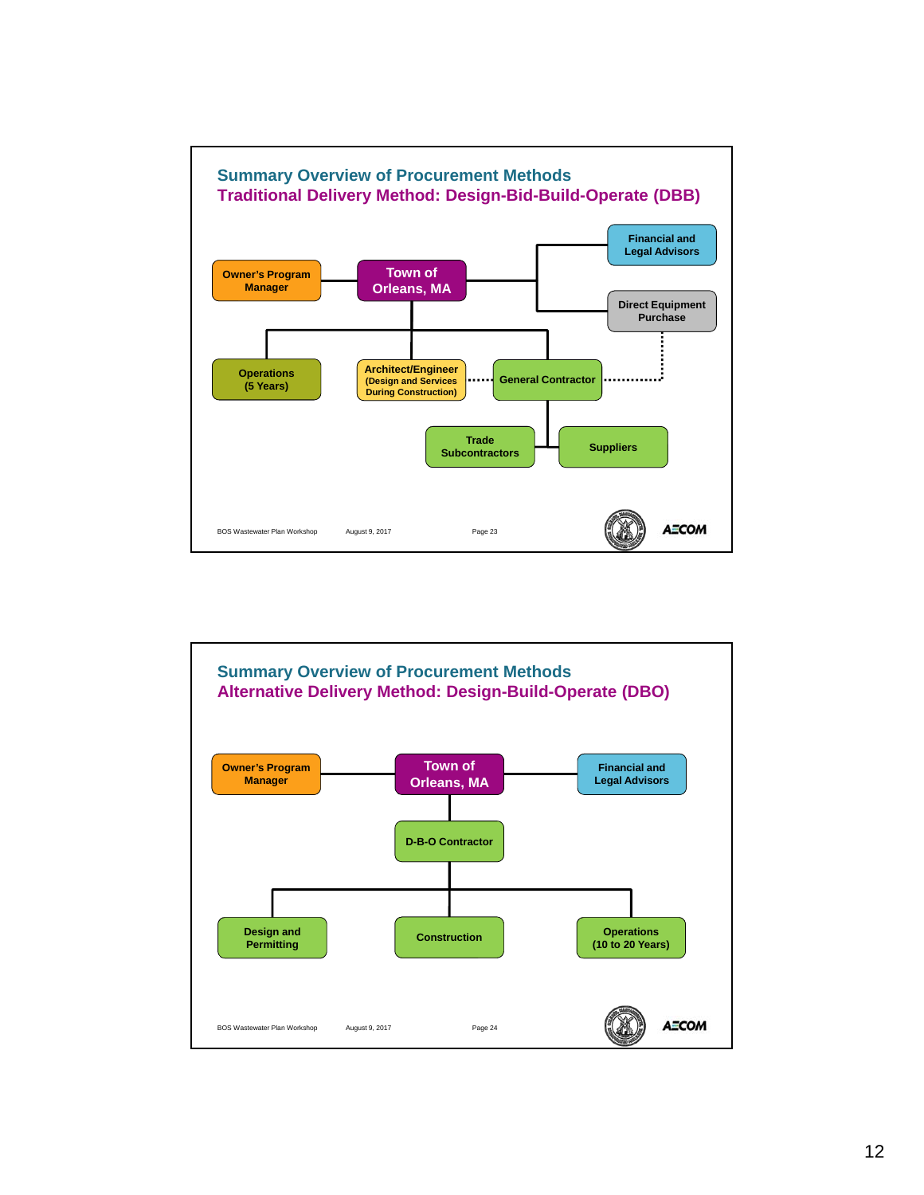## Summary Overview of Procurement Methods

### Traditional Delivery Method: Design-Bid-Build-Operate (DBB)

- Owner's Program Manager
- Town of Orleans, MA
- Financial and Legal Advisors
- Direct Equipment Purchase
- Operations (5 Years)
- Architect/Engineer (Design and Services During Construction)
- General Contractor
- Trade Subcontractors
- Suppliers

BOS Wastewater Plan Workshop August 9, 2017 Page 23

AECOM

## Summary Overview of Procurement Methods

### Alternative Delivery Method: Design-Build-Operate (DBO)

- Owner's Program Manager
- Town of Orleans, MA
- Financial and Legal Advisors
- D-B-O Contractor
- Design and Permitting
- Construction
- Operations (10 to 20 Years)

BOS Wastewater Plan Workshop August 9, 2017 Page 24

AECOM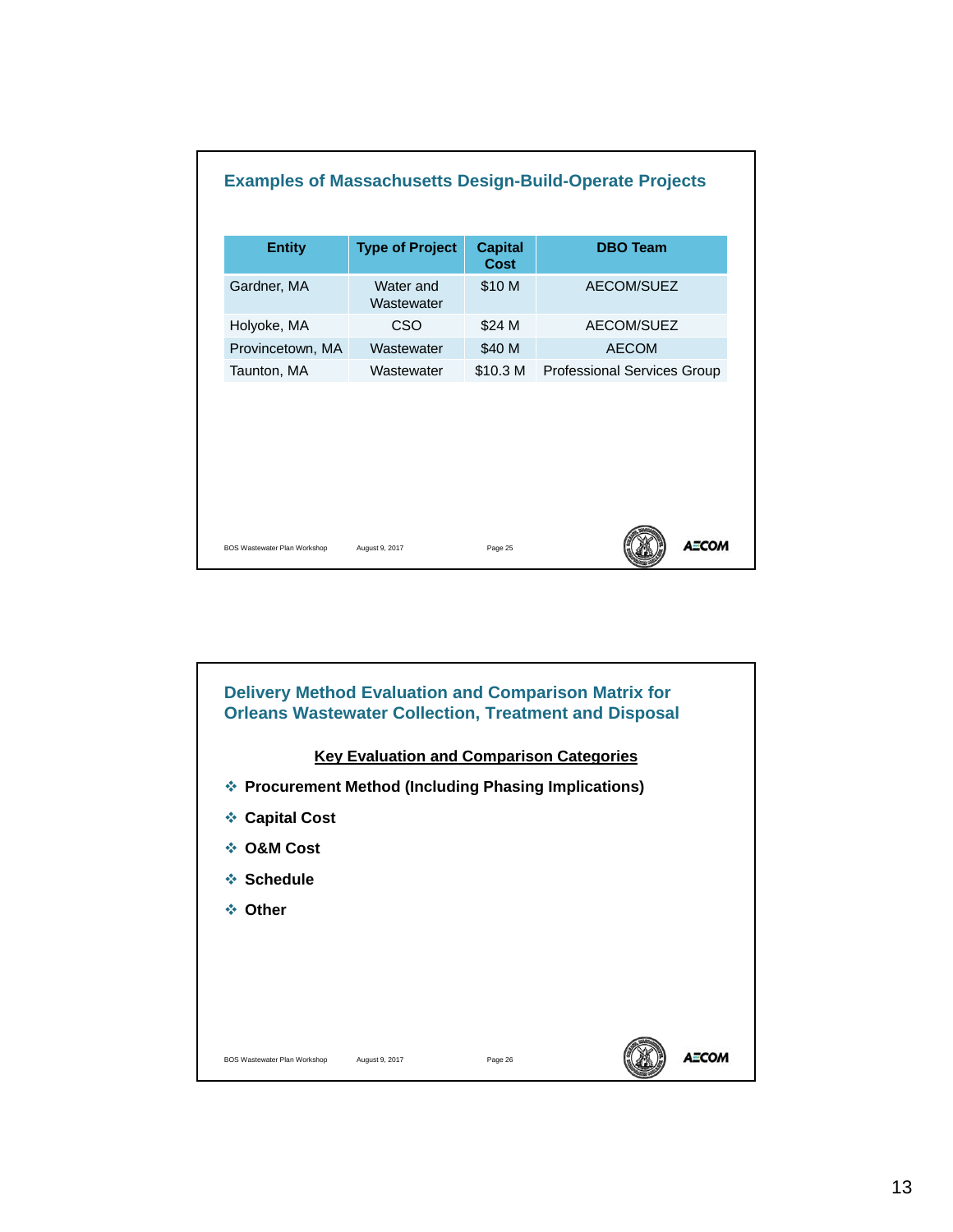## Examples of Massachusetts Design-Build-Operate Projects

| Entity | Type of Project | Capital Cost | DBO Team |
|---|---|---|---|
| Gardner, MA | Water and Wastewater | $10 M | AECOM/SUEZ |
| Holyoke, MA | CSO | $24 M | AECOM/SUEZ |
| Provincetown, MA | Wastewater | $40 M | AECOM |
| Taunton, MA | Wastewater | $10.3 M | Professional Services Group |

## Delivery Method Evaluation and Comparison Matrix for Orleans Wastewater Collection, Treatment and Disposal

**Key Evaluation and Comparison Categories**

- **Procurement Method (Including Phasing Implications)**
- **Capital Cost**
- **O&M Cost**
- **Schedule**
- **Other**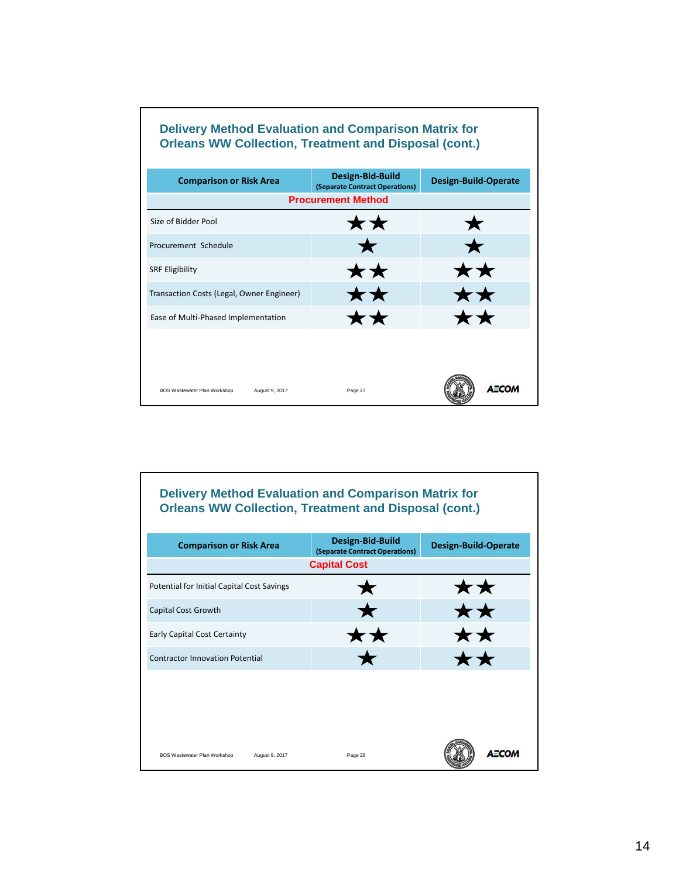## Delivery Method Evaluation and Comparison Matrix for Orleans WW Collection, Treatment and Disposal (cont.)

| Comparison or Risk Area | Design-Bid-Build (Separate Contract Operations) | Design-Build-Operate |
|---|---|---|
| **Procurement Method** | | |
| Size of Bidder Pool | ★★ | ★ |
| Procurement Schedule | ★ | ★ |
| SRF Eligibility | ★★ | ★★ |
| Transaction Costs (Legal, Owner Engineer) | ★★ | ★★ |
| Ease of Multi-Phased Implementation | ★★ | ★★ |

BOS Wastewater Plan Workshop August 9, 2017 Page 27

## Delivery Method Evaluation and Comparison Matrix for Orleans WW Collection, Treatment and Disposal (cont.)

| Comparison or Risk Area | Design-Bid-Build (Separate Contract Operations) | Design-Build-Operate |
|---|---|---|
| **Capital Cost** | | |
| Potential for Initial Capital Cost Savings | ★ | ★★ |
| Capital Cost Growth | ★ | ★★ |
| Early Capital Cost Certainty | ★★ | ★★ |
| Contractor Innovation Potential | ★ | ★★ |

BOS Wastewater Plan Workshop August 9, 2017 Page 28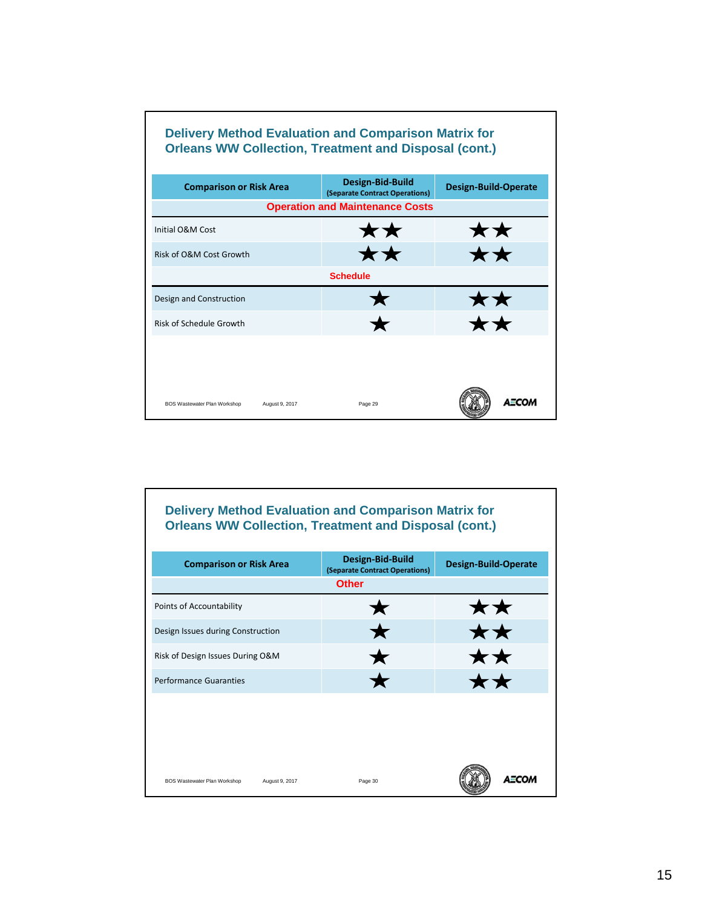## Delivery Method Evaluation and Comparison Matrix for Orleans WW Collection, Treatment and Disposal (cont.)

| Comparison or Risk Area | Design-Bid-Build (Separate Contract Operations) | Design-Build-Operate |
|---|---|---|
| **Operation and Maintenance Costs** | | |
| Initial O&M Cost | ★★ | ★★ |
| Risk of O&M Cost Growth | ★★ | ★★ |
| **Schedule** | | |
| Design and Construction | ★ | ★★ |
| Risk of Schedule Growth | ★ | ★★ |

BOS Wastewater Plan Workshop August 9, 2017 Page 29

AECOM

## Delivery Method Evaluation and Comparison Matrix for Orleans WW Collection, Treatment and Disposal (cont.)

| Comparison or Risk Area | Design-Bid-Build (Separate Contract Operations) | Design-Build-Operate |
|---|---|---|
| **Other** | | |
| Points of Accountability | ★ | ★★ |
| Design Issues during Construction | ★ | ★★ |
| Risk of Design Issues During O&M | ★ | ★★ |
| Performance Guaranties | ★ | ★★ |

BOS Wastewater Plan Workshop August 9, 2017 Page 30

AECOM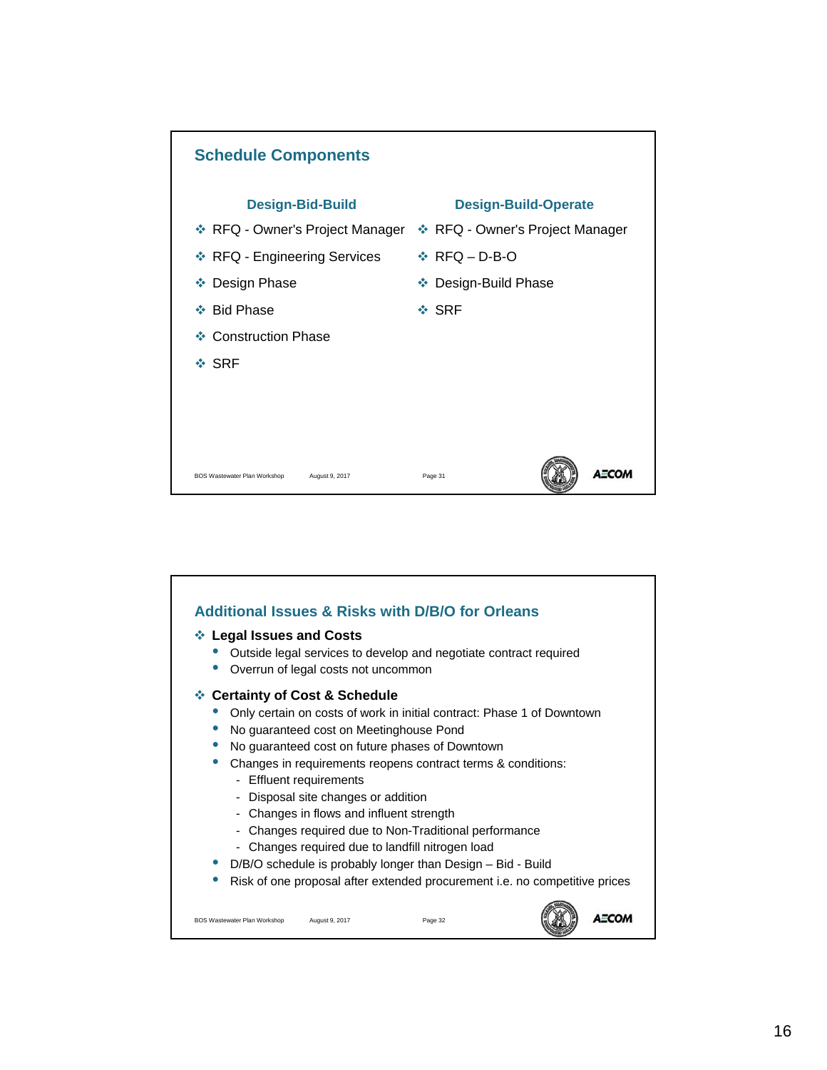## Schedule Components

| Design-Bid-Build | Design-Build-Operate |
| --- | --- |
| RFQ - Owner's Project Manager | RFQ - Owner's Project Manager |
| RFQ - Engineering Services | RFQ – D-B-O |
| Design Phase | Design-Build Phase |
| Bid Phase | SRF |
| Construction Phase | |
| SRF | |

## Additional Issues & Risks with D/B/O for Orleans

- **Legal Issues and Costs**
  - Outside legal services to develop and negotiate contract required
  - Overrun of legal costs not uncommon
- **Certainty of Cost & Schedule**
  - Only certain on costs of work in initial contract: Phase 1 of Downtown
  - No guaranteed cost on Meetinghouse Pond
  - No guaranteed cost on future phases of Downtown
  - Changes in requirements reopens contract terms & conditions:
    - Effluent requirements
    - Disposal site changes or addition
    - Changes in flows and influent strength
    - Changes required due to Non-Traditional performance
    - Changes required due to landfill nitrogen load
  - D/B/O schedule is probably longer than Design – Bid - Build
  - Risk of one proposal after extended procurement i.e. no competitive prices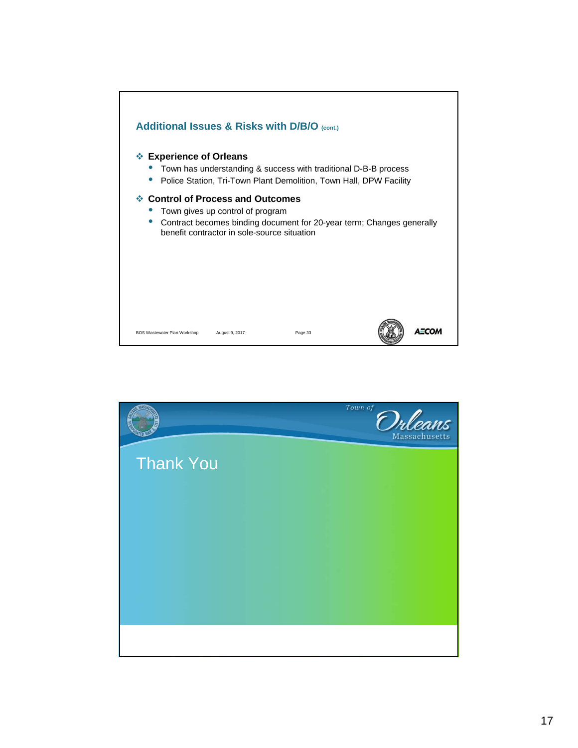## Additional Issues & Risks with D/B/O (cont.)

- **Experience of Orleans**
  - Town has understanding & success with traditional D-B-B process
  - Police Station, Tri-Town Plant Demolition, Town Hall, DPW Facility
- **Control of Process and Outcomes**
  - Town gives up control of program
  - Contract becomes binding document for 20-year term; Changes generally benefit contractor in sole-source situation

## Thank You